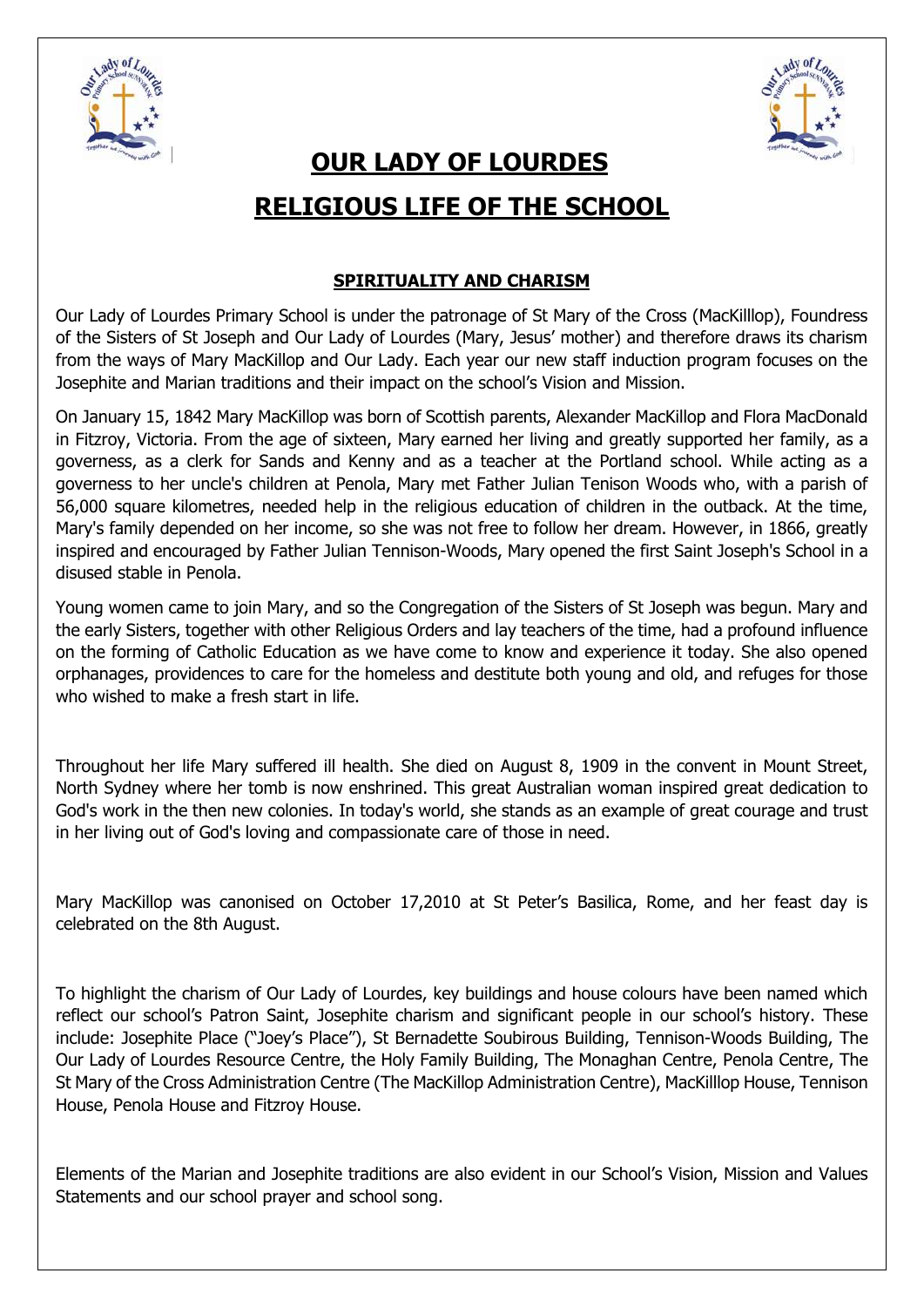# OUR LADY OF LOURDES

# RELIGIOUS LIFE OF THE SCHOOL

## SPIRITUALITY AND CHARISM

Our Lady of Lourdes Primary School is under the patronage of St Mary of the Cross (MacKilllop), Foundress of the Sisters of St Joseph and Our Lady of Lourdes (Mary, Jesus' mother) and therefore draws its charism from the ways of Mary MacKillop and Our Lady. Each year our new staff induction program focuses on the Josephite and Marian traditions and their impact on the school's Vision and Mission.

On January 15, 1842 Mary MacKillop was born of Scottish parents, Alexander MacKillop and Flora MacDonald in Fitzroy, Victoria. From the age of sixteen, Mary earned her living and greatly supported her family, as a governess, as a clerk for Sands and Kenny and as a teacher at the Portland school. While acting as a governess to her uncle's children at Penola, Mary met Father Julian Tenison Woods who, with a parish of 56,000 square kilometres, needed help in the religious education of children in the outback. At the time, Mary's family depended on her income, so she was not free to follow her dream. However, in 1866, greatly inspired and encouraged by Father Julian Tennison-Woods, Mary opened the first Saint Joseph's School in a disused stable in Penola.

Young women came to join Mary, and so the Congregation of the Sisters of St Joseph was begun. Mary and the early Sisters, together with other Religious Orders and lay teachers of the time, had a profound influence on the forming of Catholic Education as we have come to know and experience it today. She also opened orphanages, providences to care for the homeless and destitute both young and old, and refuges for those who wished to make a fresh start in life.

Throughout her life Mary suffered ill health. She died on August 8, 1909 in the convent in Mount Street, North Sydney where her tomb is now enshrined. This great Australian woman inspired great dedication to God's work in the then new colonies. In today's world, she stands as an example of great courage and trust in her living out of God's loving and compassionate care of those in need.

Mary MacKillop was canonised on October 17,2010 at St Peter's Basilica, Rome, and her feast day is celebrated on the 8th August.

To highlight the charism of Our Lady of Lourdes, key buildings and house colours have been named which reflect our school's Patron Saint, Josephite charism and significant people in our school's history. These include: Josephite Place ("Joey's Place"), St Bernadette Soubirous Building, Tennison-Woods Building, The Our Lady of Lourdes Resource Centre, the Holy Family Building, The Monaghan Centre, Penola Centre, The St Mary of the Cross Administration Centre (The MacKillop Administration Centre), MacKilllop House, Tennison House, Penola House and Fitzroy House.

Elements of the Marian and Josephite traditions are also evident in our School's Vision, Mission and Values Statements and our school prayer and school song.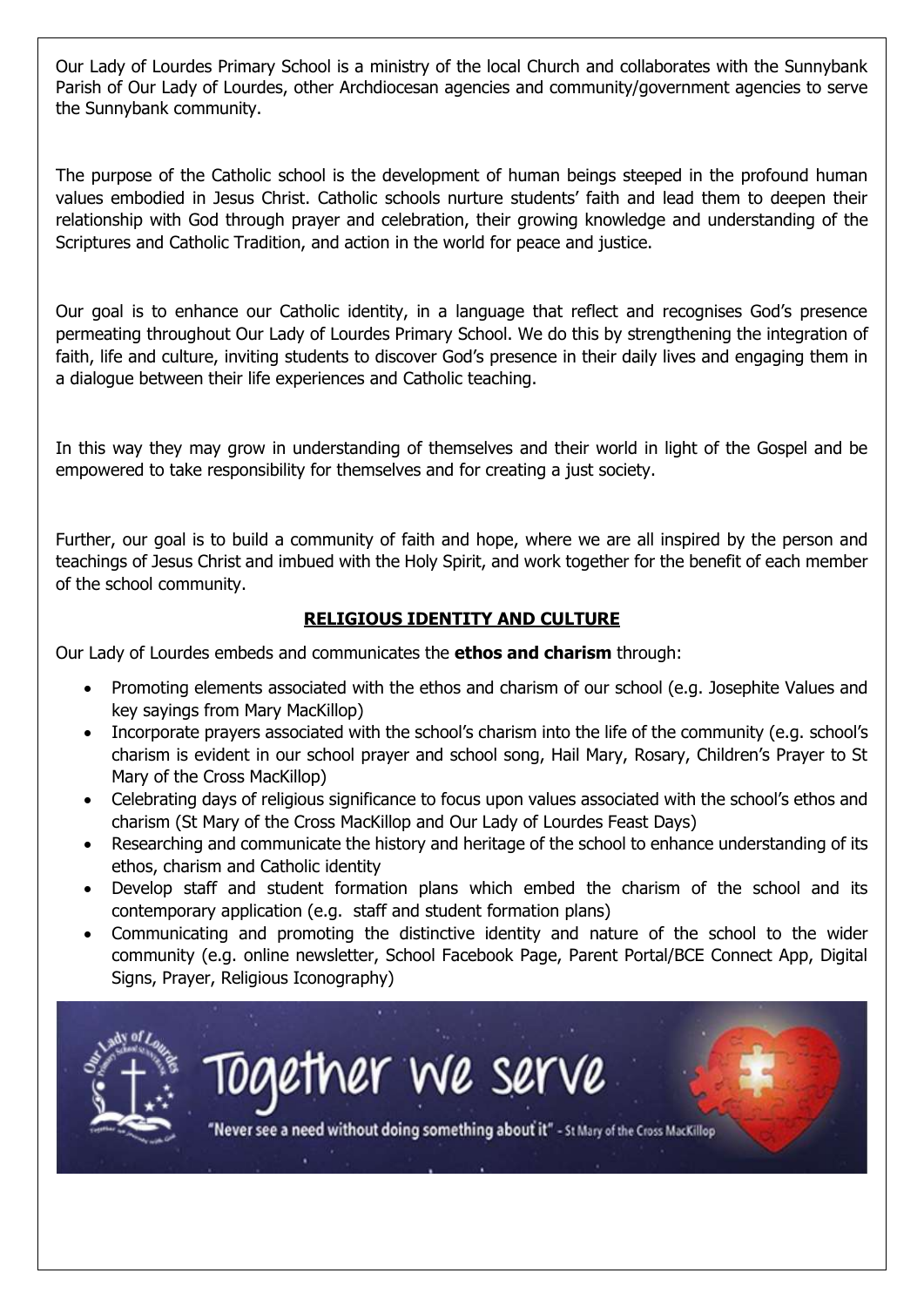Our Lady of Lourdes Primary School is a ministry of the local Church and collaborates with the Sunnybank Parish of Our Lady of Lourdes, other Archdiocesan agencies and community/government agencies to serve the Sunnybank community.

The purpose of the Catholic school is the development of human beings steeped in the profound human values embodied in Jesus Christ. Catholic schools nurture students' faith and lead them to deepen their relationship with God through prayer and celebration, their growing knowledge and understanding of the Scriptures and Catholic Tradition, and action in the world for peace and justice.

Our goal is to enhance our Catholic identity, in a language that reflect and recognises God's presence permeating throughout Our Lady of Lourdes Primary School. We do this by strengthening the integration of faith, life and culture, inviting students to discover God's presence in their daily lives and engaging them in a dialogue between their life experiences and Catholic teaching.

In this way they may grow in understanding of themselves and their world in light of the Gospel and be empowered to take responsibility for themselves and for creating a just society.

Further, our goal is to build a community of faith and hope, where we are all inspired by the person and teachings of Jesus Christ and imbued with the Holy Spirit, and work together for the benefit of each member of the school community.

## RELIGIOUS IDENTITY AND CULTURE

Our Lady of Lourdes embeds and communicates the **ethos and charism** through:

- Promoting elements associated with the ethos and charism of our school (e.g. Josephite Values and key sayings from Mary MacKillop)
- Incorporate prayers associated with the school's charism into the life of the community (e.g. school's charism is evident in our school prayer and school song, Hail Mary, Rosary, Children's Prayer to St Mary of the Cross MacKillop)
- Celebrating days of religious significance to focus upon values associated with the school's ethos and charism (St Mary of the Cross MacKillop and Our Lady of Lourdes Feast Days)
- Researching and communicate the history and heritage of the school to enhance understanding of its ethos, charism and Catholic identity
- Develop staff and student formation plans which embed the charism of the school and its contemporary application (e.g. staff and student formation plans)
- Communicating and promoting the distinctive identity and nature of the school to the wider community (e.g. online newsletter, School Facebook Page, Parent Portal/BCE Connect App, Digital Signs, Prayer, Religious Iconography)

Together we serve

"Never see a need without doing something about it" - St Mary of the Cross MacKillop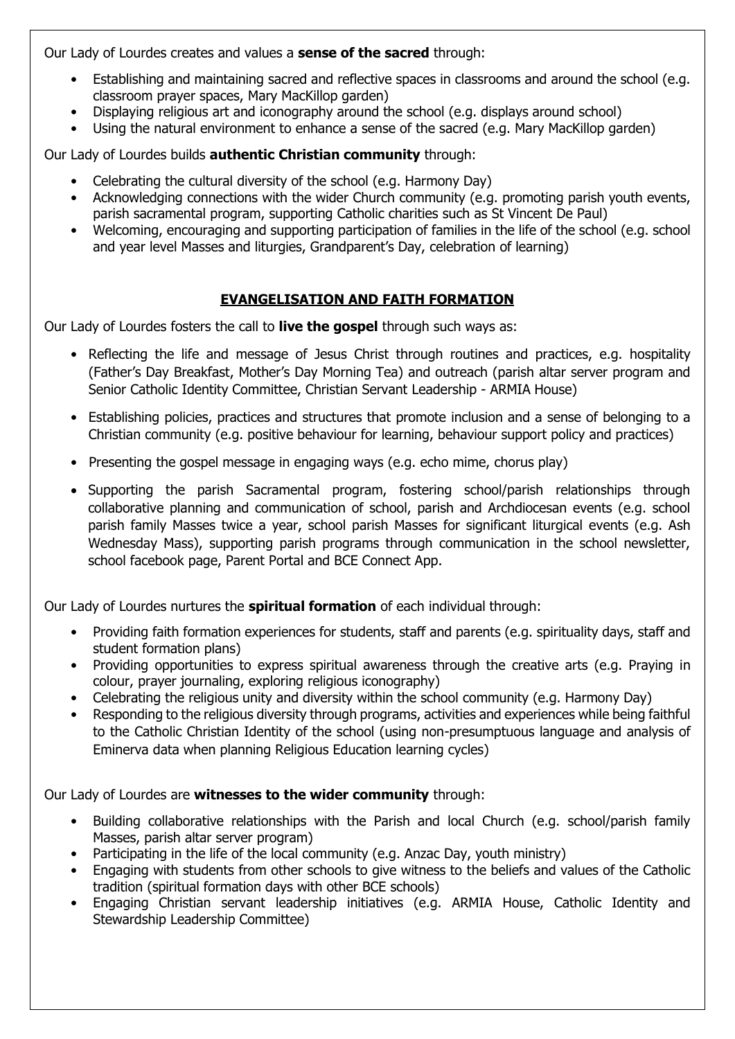Our Lady of Lourdes creates and values a **sense of the sacred** through:

- Establishing and maintaining sacred and reflective spaces in classrooms and around the school (e.g. classroom prayer spaces, Mary MacKillop garden)
- Displaying religious art and iconography around the school (e.g. displays around school)
- Using the natural environment to enhance a sense of the sacred (e.g. Mary MacKillop garden)

Our Lady of Lourdes builds **authentic Christian community** through:

- Celebrating the cultural diversity of the school (e.g. Harmony Day)
- Acknowledging connections with the wider Church community (e.g. promoting parish youth events, parish sacramental program, supporting Catholic charities such as St Vincent De Paul)
- Welcoming, encouraging and supporting participation of families in the life of the school (e.g. school and year level Masses and liturgies, Grandparent's Day, celebration of learning)

## EVANGELISATION AND FAITH FORMATION

Our Lady of Lourdes fosters the call to **live the gospel** through such ways as:

- Reflecting the life and message of Jesus Christ through routines and practices, e.g. hospitality (Father's Day Breakfast, Mother's Day Morning Tea) and outreach (parish altar server program and Senior Catholic Identity Committee, Christian Servant Leadership - ARMIA House)
- Establishing policies, practices and structures that promote inclusion and a sense of belonging to a Christian community (e.g. positive behaviour for learning, behaviour support policy and practices)
- Presenting the gospel message in engaging ways (e.g. echo mime, chorus play)
- Supporting the parish Sacramental program, fostering school/parish relationships through collaborative planning and communication of school, parish and Archdiocesan events (e.g. school parish family Masses twice a year, school parish Masses for significant liturgical events (e.g. Ash Wednesday Mass), supporting parish programs through communication in the school newsletter, school facebook page, Parent Portal and BCE Connect App.

Our Lady of Lourdes nurtures the **spiritual formation** of each individual through:

- Providing faith formation experiences for students, staff and parents (e.g. spirituality days, staff and student formation plans)
- Providing opportunities to express spiritual awareness through the creative arts (e.g. Praying in colour, prayer journaling, exploring religious iconography)
- Celebrating the religious unity and diversity within the school community (e.g. Harmony Day)
- Responding to the religious diversity through programs, activities and experiences while being faithful to the Catholic Christian Identity of the school (using non-presumptuous language and analysis of Eminerva data when planning Religious Education learning cycles)

Our Lady of Lourdes are **witnesses to the wider community** through:

- Building collaborative relationships with the Parish and local Church (e.g. school/parish family Masses, parish altar server program)
- Participating in the life of the local community (e.g. Anzac Day, youth ministry)
- Engaging with students from other schools to give witness to the beliefs and values of the Catholic tradition (spiritual formation days with other BCE schools)
- Engaging Christian servant leadership initiatives (e.g. ARMIA House, Catholic Identity and Stewardship Leadership Committee)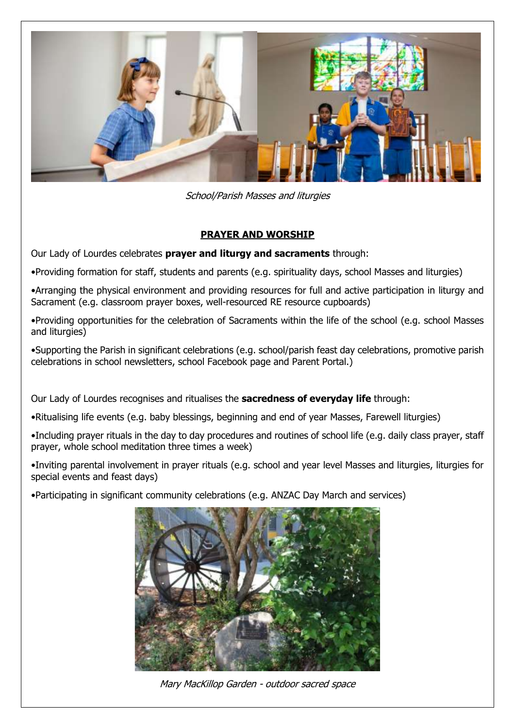*School/Parish Masses and liturgies*

## PRAYER AND WORSHIP

Our Lady of Lourdes celebrates **prayer and liturgy and sacraments** through:

•Providing formation for staff, students and parents (e.g. spirituality days, school Masses and liturgies)

•Arranging the physical environment and providing resources for full and active participation in liturgy and Sacrament (e.g. classroom prayer boxes, well-resourced RE resource cupboards)

•Providing opportunities for the celebration of Sacraments within the life of the school (e.g. school Masses and liturgies)

•Supporting the Parish in significant celebrations (e.g. school/parish feast day celebrations, promotive parish celebrations in school newsletters, school Facebook page and Parent Portal.)

Our Lady of Lourdes recognises and ritualises the **sacredness of everyday life** through:

•Ritualising life events (e.g. baby blessings, beginning and end of year Masses, Farewell liturgies)

•Including prayer rituals in the day to day procedures and routines of school life (e.g. daily class prayer, staff prayer, whole school meditation three times a week)

•Inviting parental involvement in prayer rituals (e.g. school and year level Masses and liturgies, liturgies for special events and feast days)

•Participating in significant community celebrations (e.g. ANZAC Day March and services)

*Mary MacKillop Garden - outdoor sacred space*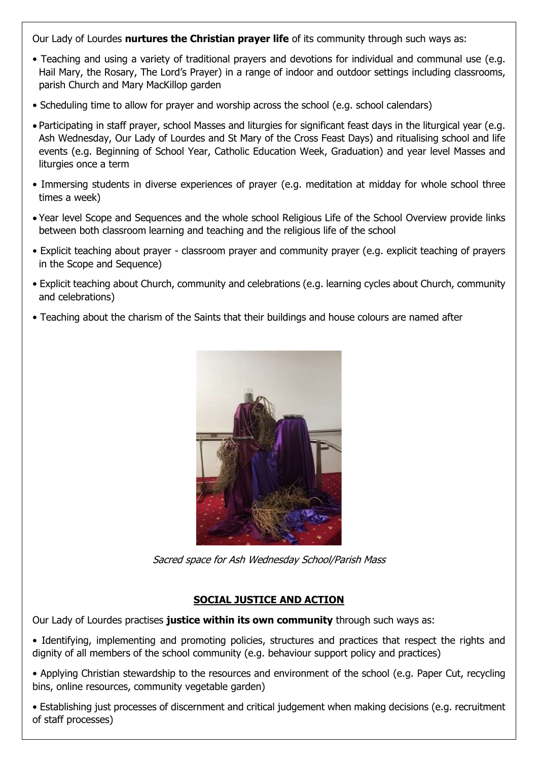Our Lady of Lourdes **nurtures the Christian prayer life** of its community through such ways as:

- Teaching and using a variety of traditional prayers and devotions for individual and communal use (e.g. Hail Mary, the Rosary, The Lord's Prayer) in a range of indoor and outdoor settings including classrooms, parish Church and Mary MacKillop garden
- Scheduling time to allow for prayer and worship across the school (e.g. school calendars)
- Participating in staff prayer, school Masses and liturgies for significant feast days in the liturgical year (e.g. Ash Wednesday, Our Lady of Lourdes and St Mary of the Cross Feast Days) and ritualising school and life events (e.g. Beginning of School Year, Catholic Education Week, Graduation) and year level Masses and liturgies once a term
- Immersing students in diverse experiences of prayer (e.g. meditation at midday for whole school three times a week)
- Year level Scope and Sequences and the whole school Religious Life of the School Overview provide links between both classroom learning and teaching and the religious life of the school
- Explicit teaching about prayer - classroom prayer and community prayer (e.g. explicit teaching of prayers in the Scope and Sequence)
- Explicit teaching about Church, community and celebrations (e.g. learning cycles about Church, community and celebrations)
- Teaching about the charism of the Saints that their buildings and house colours are named after

*Sacred space for Ash Wednesday School/Parish Mass*

## SOCIAL JUSTICE AND ACTION

Our Lady of Lourdes practises **justice within its own community** through such ways as:

- Identifying, implementing and promoting policies, structures and practices that respect the rights and dignity of all members of the school community (e.g. behaviour support policy and practices)
- Applying Christian stewardship to the resources and environment of the school (e.g. Paper Cut, recycling bins, online resources, community vegetable garden)
- Establishing just processes of discernment and critical judgement when making decisions (e.g. recruitment of staff processes)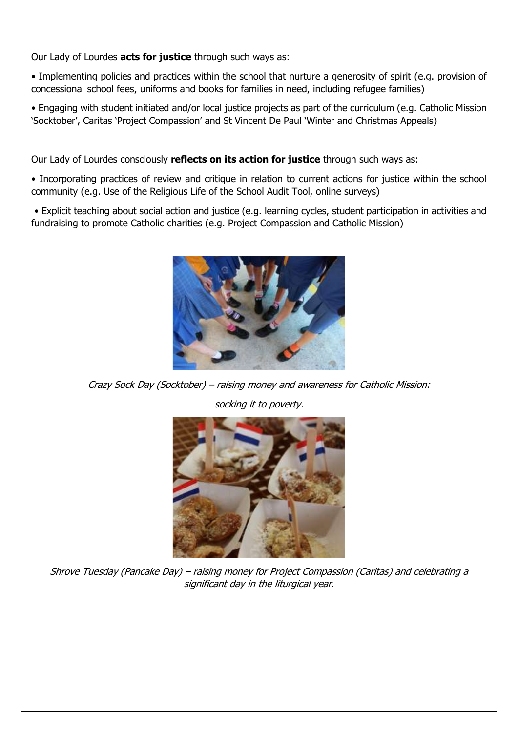Our Lady of Lourdes **acts for justice** through such ways as:

• Implementing policies and practices within the school that nurture a generosity of spirit (e.g. provision of concessional school fees, uniforms and books for families in need, including refugee families)

• Engaging with student initiated and/or local justice projects as part of the curriculum (e.g. Catholic Mission 'Socktober', Caritas 'Project Compassion' and St Vincent De Paul 'Winter and Christmas Appeals)

Our Lady of Lourdes consciously **reflects on its action for justice** through such ways as:

• Incorporating practices of review and critique in relation to current actions for justice within the school community (e.g. Use of the Religious Life of the School Audit Tool, online surveys)

• Explicit teaching about social action and justice (e.g. learning cycles, student participation in activities and fundraising to promote Catholic charities (e.g. Project Compassion and Catholic Mission)

*Crazy Sock Day (Socktober) – raising money and awareness for Catholic Mission: socking it to poverty.*

*Shrove Tuesday (Pancake Day) – raising money for Project Compassion (Caritas) and celebrating a significant day in the liturgical year.*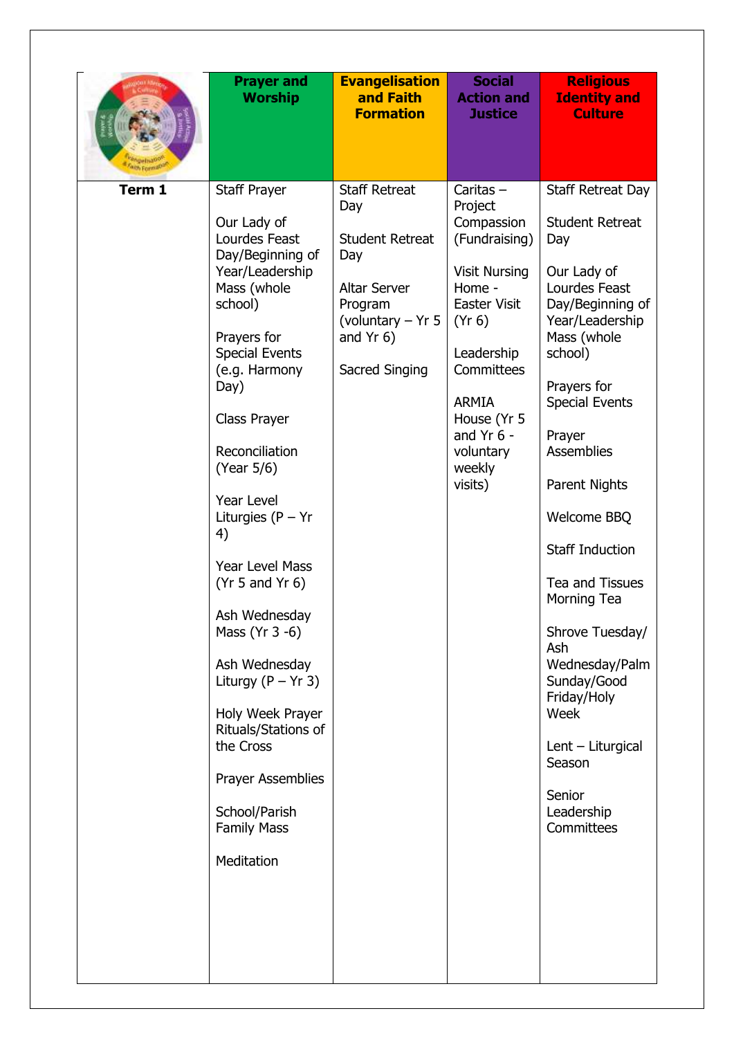| | Prayer and Worship | Evangelisation and Faith Formation | Social Action and Justice | Religious Identity and Culture |
|---|---|---|---|---|
| **Term 1** | Staff Prayer<br><br>Our Lady of Lourdes Feast Day/Beginning of Year/Leadership Mass (whole school)<br><br>Prayers for Special Events (e.g. Harmony Day)<br><br>Class Prayer<br><br>Reconciliation (Year 5/6)<br><br>Year Level Liturgies (P – Yr 4)<br><br>Year Level Mass (Yr 5 and Yr 6)<br><br>Ash Wednesday Mass (Yr 3 -6)<br><br>Ash Wednesday Liturgy (P – Yr 3)<br><br>Holy Week Prayer Rituals/Stations of the Cross<br><br>Prayer Assemblies<br><br>School/Parish Family Mass<br><br>Meditation | Staff Retreat Day<br><br>Student Retreat Day<br><br>Altar Server Program (voluntary – Yr 5 and Yr 6)<br><br>Sacred Singing | Caritas – Project Compassion (Fundraising)<br><br>Visit Nursing Home - Easter Visit (Yr 6)<br><br>Leadership Committees<br><br>ARMIA House (Yr 5 and Yr 6 - voluntary weekly visits) | Staff Retreat Day<br><br>Student Retreat Day<br><br>Our Lady of Lourdes Feast Day/Beginning of Year/Leadership Mass (whole school)<br><br>Prayers for Special Events<br><br>Prayer Assemblies<br><br>Parent Nights<br><br>Welcome BBQ<br><br>Staff Induction<br><br>Tea and Tissues Morning Tea<br><br>Shrove Tuesday/ Ash Wednesday/Palm Sunday/Good Friday/Holy Week<br><br>Lent – Liturgical Season<br><br>Senior Leadership Committees |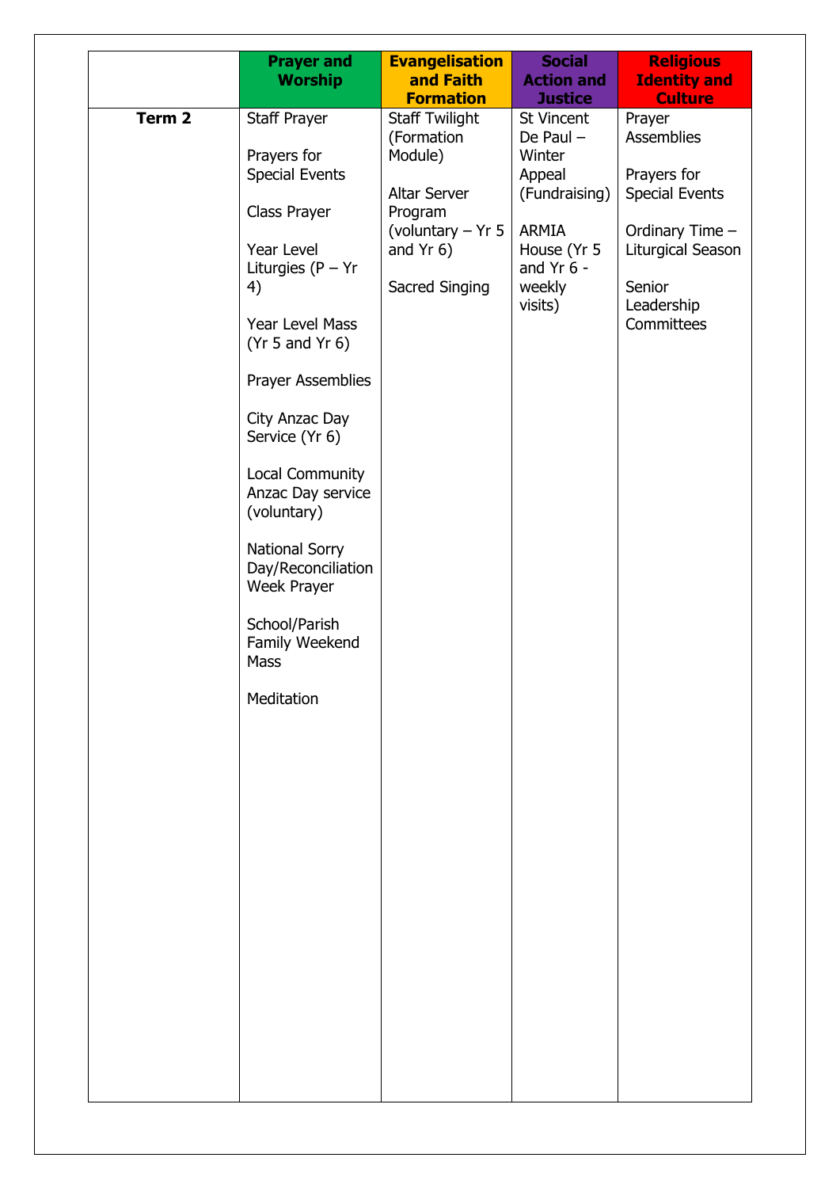| | Prayer and Worship | Evangelisation and Faith Formation | Social Action and Justice | Religious Identity and Culture |
|---|---|---|---|---|
| **Term 2** | Staff Prayer<br><br>Prayers for Special Events<br><br>Class Prayer<br><br>Year Level Liturgies (P – Yr 4)<br><br>Year Level Mass (Yr 5 and Yr 6)<br><br>Prayer Assemblies<br><br>City Anzac Day Service (Yr 6)<br><br>Local Community Anzac Day service (voluntary)<br><br>National Sorry Day/Reconciliation Week Prayer<br><br>School/Parish Family Weekend Mass<br><br>Meditation | Staff Twilight (Formation Module)<br><br>Altar Server Program (voluntary – Yr 5 and Yr 6)<br><br>Sacred Singing | St Vincent De Paul – Winter Appeal (Fundraising)<br><br>ARMIA House (Yr 5 and Yr 6 - weekly visits) | Prayer Assemblies<br><br>Prayers for Special Events<br><br>Ordinary Time – Liturgical Season<br><br>Senior Leadership Committees |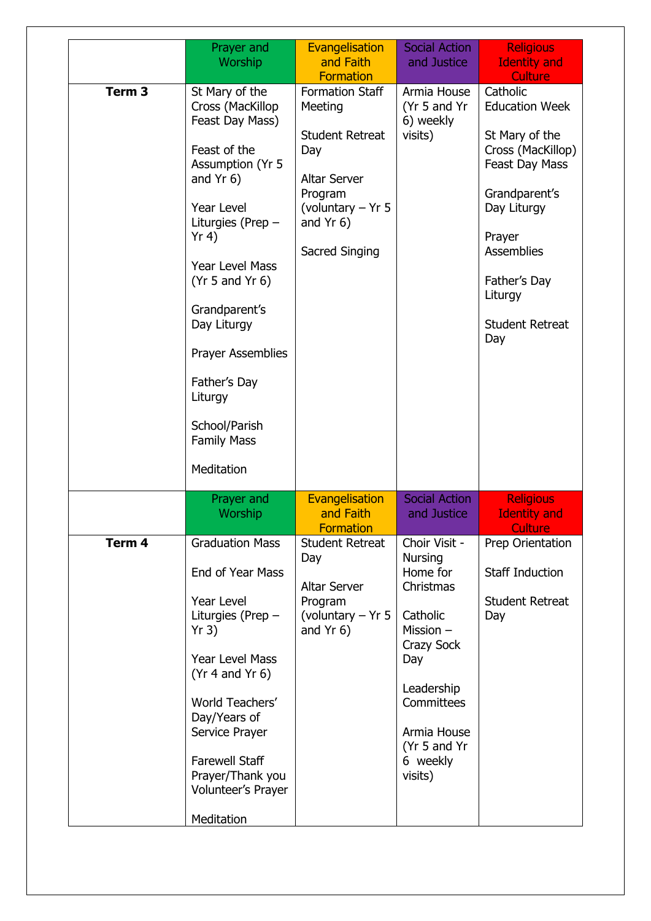| | Prayer and Worship | Evangelisation and Faith Formation | Social Action and Justice | Religious Identity and Culture |
|---|---|---|---|---|
| **Term 3** | St Mary of the Cross (MacKillop Feast Day Mass)<br><br>Feast of the Assumption (Yr 5 and Yr 6)<br><br>Year Level Liturgies (Prep – Yr 4)<br><br>Year Level Mass (Yr 5 and Yr 6)<br><br>Grandparent's Day Liturgy<br><br>Prayer Assemblies<br><br>Father's Day Liturgy<br><br>School/Parish Family Mass<br><br>Meditation | Formation Staff Meeting<br><br>Student Retreat Day<br><br>Altar Server Program (voluntary – Yr 5 and Yr 6)<br><br>Sacred Singing | Armia House (Yr 5 and Yr 6) weekly visits) | Catholic Education Week<br><br>St Mary of the Cross (MacKillop) Feast Day Mass<br><br>Grandparent's Day Liturgy<br><br>Prayer Assemblies<br><br>Father's Day Liturgy<br><br>Student Retreat Day |
| | **Prayer and Worship** | **Evangelisation and Faith Formation** | **Social Action and Justice** | **Religious Identity and Culture** |
| **Term 4** | Graduation Mass<br><br>End of Year Mass<br><br>Year Level Liturgies (Prep – Yr 3)<br><br>Year Level Mass (Yr 4 and Yr 6)<br><br>World Teachers' Day/Years of Service Prayer<br><br>Farewell Staff Prayer/Thank you Volunteer's Prayer<br><br>Meditation | Student Retreat Day<br><br>Altar Server Program (voluntary – Yr 5 and Yr 6) | Choir Visit - Nursing Home for Christmas<br><br>Catholic Mission – Crazy Sock Day<br><br>Leadership Committees<br><br>Armia House (Yr 5 and Yr 6 weekly visits) | Prep Orientation<br><br>Staff Induction<br><br>Student Retreat Day |